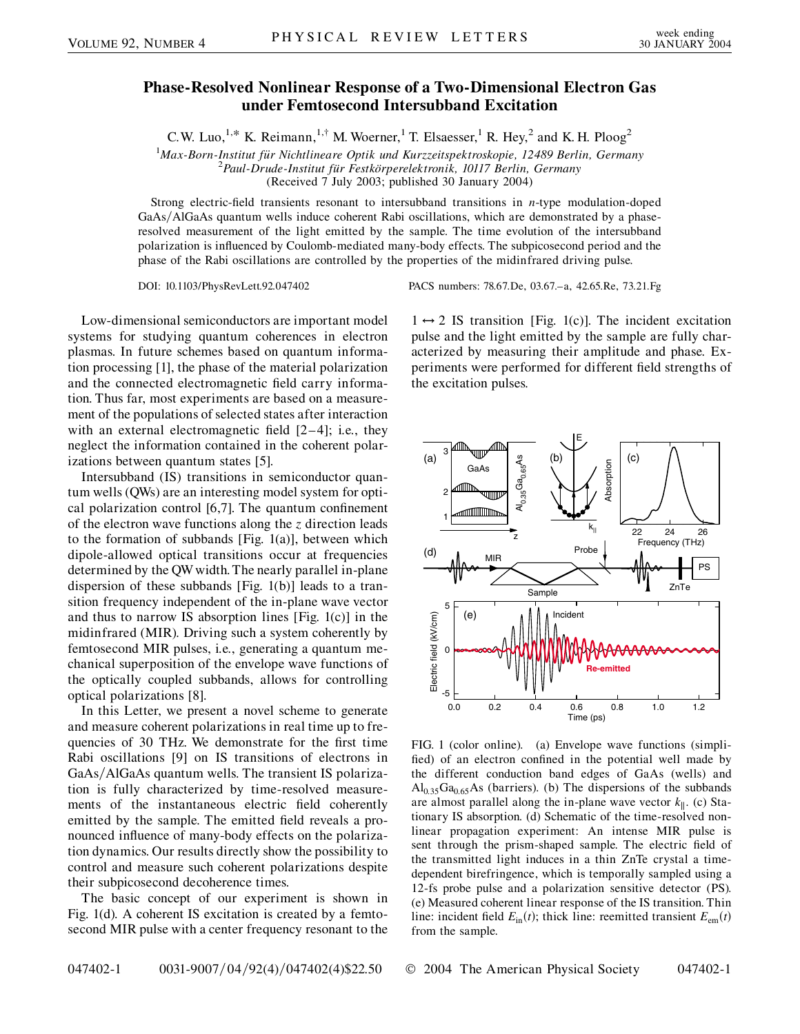# Phase-Resolved Nonlinear Response of a Two-Dimensional Electron Gas under Femtosecond Intersubband Excitation

C. W. Luo,[1,*] K. Reimann,[1,†] M. Woerner,[1] T. Elsaesser,[1] R. Hey,[2] and K. H. Ploog[2]

[1]*Max-Born-Institut für Nichtlineare Optik und Kurzzeitspektroskopie, 12489 Berlin, Germany*
[2]*Paul-Drude-Institut für Festkörperelektronik, 10117 Berlin, Germany*
(Received 7 July 2003; published 30 January 2004)

Strong electric-field transients resonant to intersubband transitions in *n*-type modulation-doped GaAs/AlGaAs quantum wells induce coherent Rabi oscillations, which are demonstrated by a phase-resolved measurement of the light emitted by the sample. The time evolution of the intersubband polarization is influenced by Coulomb-mediated many-body effects. The subpicosecond period and the phase of the Rabi oscillations are controlled by the properties of the midinfrared driving pulse.

DOI: 10.1103/PhysRevLett.92.047402    PACS numbers: 78.67.De, 03.67.–a, 42.65.Re, 73.21.Fg

Low-dimensional semiconductors are important model systems for studying quantum coherences in electron plasmas. In future schemes based on quantum information processing [1], the phase of the material polarization and the connected electromagnetic field carry information. Thus far, most experiments are based on a measurement of the populations of selected states after interaction with an external electromagnetic field [2–4]; i.e., they neglect the information contained in the coherent polarizations between quantum states [5].

Intersubband (IS) transitions in semiconductor quantum wells (QWs) are an interesting model system for optical polarization control [6,7]. The quantum confinement of the electron wave functions along the *z* direction leads to the formation of subbands [Fig. 1(a)], between which dipole-allowed optical transitions occur at frequencies determined by the QW width. The nearly parallel in-plane dispersion of these subbands [Fig. 1(b)] leads to a transition frequency independent of the in-plane wave vector and thus to narrow IS absorption lines [Fig. 1(c)] in the midinfrared (MIR). Driving such a system coherently by femtosecond MIR pulses, i.e., generating a quantum mechanical superposition of the envelope wave functions of the optically coupled subbands, allows for controlling optical polarizations [8].

In this Letter, we present a novel scheme to generate and measure coherent polarizations in real time up to frequencies of 30 THz. We demonstrate for the first time Rabi oscillations [9] on IS transitions of electrons in GaAs/AlGaAs quantum wells. The transient IS polarization is fully characterized by time-resolved measurements of the instantaneous electric field coherently emitted by the sample. The emitted field reveals a pronounced influence of many-body effects on the polarization dynamics. Our results directly show the possibility to control and measure such coherent polarizations despite their subpicosecond decoherence times.

The basic concept of our experiment is shown in Fig. 1(d). A coherent IS excitation is created by a femtosecond MIR pulse with a center frequency resonant to the $1 \leftrightarrow 2$ IS transition [Fig. 1(c)]. The incident excitation pulse and the light emitted by the sample are fully characterized by measuring their amplitude and phase. Experiments were performed for different field strengths of the excitation pulses.

FIG. 1 (color online). (a) Envelope wave functions (simplified) of an electron confined in the potential well made by the different conduction band edges of GaAs (wells) and $Al_{0.35}Ga_{0.65}As$ (barriers). (b) The dispersions of the subbands are almost parallel along the in-plane wave vector $k_{\|}$. (c) Stationary IS absorption. (d) Schematic of the time-resolved nonlinear propagation experiment: An intense MIR pulse is sent through the prism-shaped sample. The electric field of the transmitted light induces in a thin ZnTe crystal a time-dependent birefringence, which is temporally sampled using a 12-fs probe pulse and a polarization sensitive detector (PS). (e) Measured coherent linear response of the IS transition. Thin line: incident field $E_{\text{in}}(t)$; thick line: reemitted transient $E_{\text{em}}(t)$ from the sample.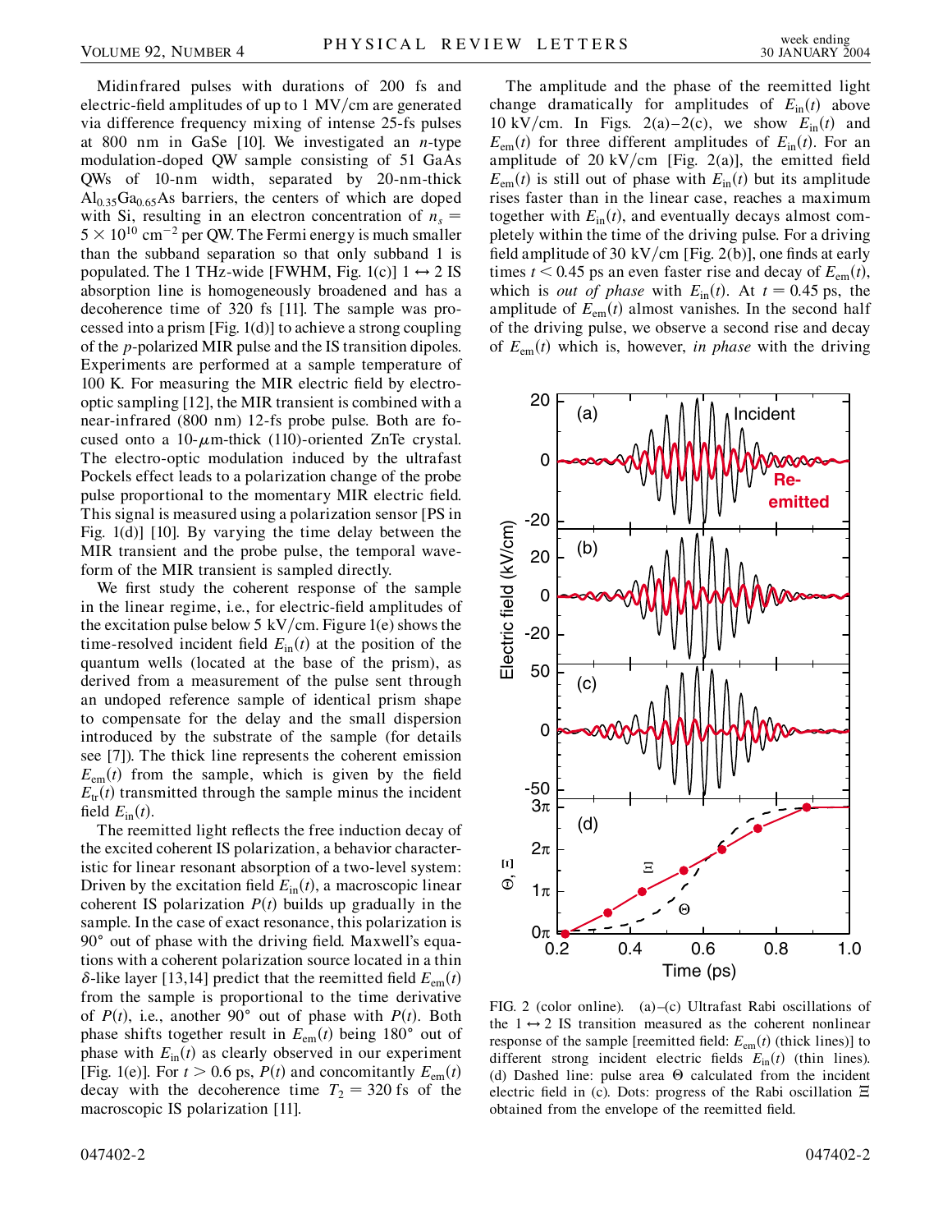Midinfrared pulses with durations of 200 fs and electric-field amplitudes of up to 1 MV/cm are generated via difference frequency mixing of intense 25-fs pulses at 800 nm in GaSe [10]. We investigated an *n*-type modulation-doped QW sample consisting of 51 GaAs QWs of 10-nm width, separated by 20-nm-thick $Al_{0.35}Ga_{0.65}As$ barriers, the centers of which are doped with Si, resulting in an electron concentration of $n_s = 5 \times 10^{10}$ cm$^{-2}$ per QW. The Fermi energy is much smaller than the subband separation so that only subband 1 is populated. The 1 THz-wide [FWHM, Fig. 1(c)] $1 \leftrightarrow 2$ IS absorption line is homogeneously broadened and has a decoherence time of 320 fs [11]. The sample was processed into a prism [Fig. 1(d)] to achieve a strong coupling of the *p*-polarized MIR pulse and the IS transition dipoles. Experiments are performed at a sample temperature of 100 K. For measuring the MIR electric field by electro-optic sampling [12], the MIR transient is combined with a near-infrared (800 nm) 12-fs probe pulse. Both are focused onto a 10-$\mu$m-thick (110)-oriented ZnTe crystal. The electro-optic modulation induced by the ultrafast Pockels effect leads to a polarization change of the probe pulse proportional to the momentary MIR electric field. This signal is measured using a polarization sensor [PS in Fig. 1(d)] [10]. By varying the time delay between the MIR transient and the probe pulse, the temporal waveform of the MIR transient is sampled directly.

We first study the coherent response of the sample in the linear regime, i.e., for electric-field amplitudes of the excitation pulse below 5 kV/cm. Figure 1(e) shows the time-resolved incident field $E_{in}(t)$ at the position of the quantum wells (located at the base of the prism), as derived from a measurement of the pulse sent through an undoped reference sample of identical prism shape to compensate for the delay and the small dispersion introduced by the substrate of the sample (for details see [7]). The thick line represents the coherent emission $E_{em}(t)$ from the sample, which is given by the field $E_{tr}(t)$ transmitted through the sample minus the incident field $E_{in}(t)$.

The reemitted light reflects the free induction decay of the excited coherent IS polarization, a behavior characteristic for linear resonant absorption of a two-level system: Driven by the excitation field $E_{in}(t)$, a macroscopic linear coherent IS polarization $P(t)$ builds up gradually in the sample. In the case of exact resonance, this polarization is 90° out of phase with the driving field. Maxwell's equations with a coherent polarization source located in a thin $\delta$-like layer [13,14] predict that the reemitted field $E_{em}(t)$ from the sample is proportional to the time derivative of $P(t)$, i.e., another 90° out of phase with $P(t)$. Both phase shifts together result in $E_{em}(t)$ being 180° out of phase with $E_{in}(t)$ as clearly observed in our experiment [Fig. 1(e)]. For $t > 0.6$ ps, $P(t)$ and concomitantly $E_{em}(t)$ decay with the decoherence time $T_2 = 320$ fs of the macroscopic IS polarization [11].

The amplitude and the phase of the reemitted light change dramatically for amplitudes of $E_{in}(t)$ above 10 kV/cm. In Figs. 2(a)–2(c), we show $E_{in}(t)$ and $E_{em}(t)$ for three different amplitudes of $E_{in}(t)$. For an amplitude of 20 kV/cm [Fig. 2(a)], the emitted field $E_{em}(t)$ is still out of phase with $E_{in}(t)$ but its amplitude rises faster than in the linear case, reaches a maximum together with $E_{in}(t)$, and eventually decays almost completely within the time of the driving pulse. For a driving field amplitude of 30 kV/cm [Fig. 2(b)], one finds at early times $t < 0.45$ ps an even faster rise and decay of $E_{em}(t)$, which is *out of phase* with $E_{in}(t)$. At $t = 0.45$ ps, the amplitude of $E_{em}(t)$ almost vanishes. In the second half of the driving pulse, we observe a second rise and decay of $E_{em}(t)$ which is, however, *in phase* with the driving

FIG. 2 (color online). (a)–(c) Ultrafast Rabi oscillations of the $1 \leftrightarrow 2$ IS transition measured as the coherent nonlinear response of the sample [reemitted field: $E_{em}(t)$ (thick lines)] to different strong incident electric fields $E_{in}(t)$ (thin lines). (d) Dashed line: pulse area $\Theta$ calculated from the incident electric field in (c). Dots: progress of the Rabi oscillation $\Xi$ obtained from the envelope of the reemitted field.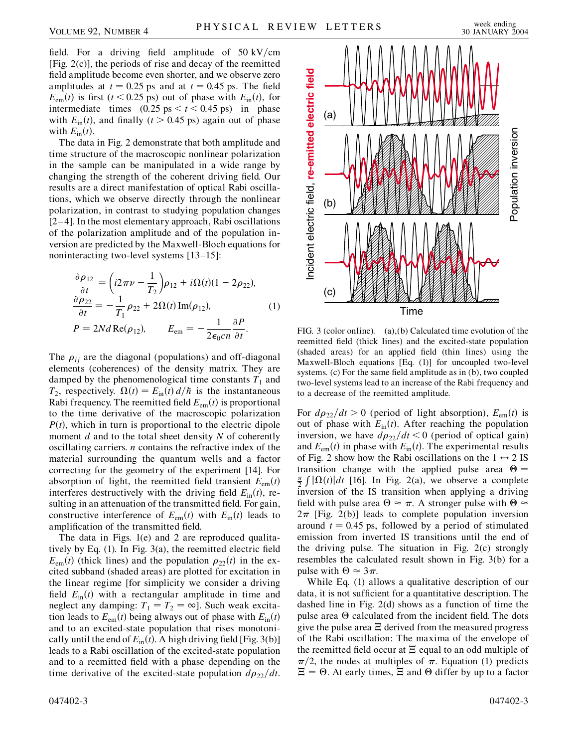field. For a driving field amplitude of 50 kV/cm [Fig. 2(c)], the periods of rise and decay of the reemitted field amplitude become even shorter, and we observe zero amplitudes at $t = 0.25$ ps and at $t = 0.45$ ps. The field $E_{em}(t)$ is first ($t < 0.25$ ps) out of phase with $E_{in}(t)$, for intermediate times ($0.25 \text{ ps} < t < 0.45$ ps) in phase with $E_{in}(t)$, and finally ($t > 0.45$ ps) again out of phase with $E_{in}(t)$.

The data in Fig. 2 demonstrate that both amplitude and time structure of the macroscopic nonlinear polarization in the sample can be manipulated in a wide range by changing the strength of the coherent driving field. Our results are a direct manifestation of optical Rabi oscillations, which we observe directly through the nonlinear polarization, in contrast to studying population changes [2–4]. In the most elementary approach, Rabi oscillations of the polarization amplitude and of the population inversion are predicted by the Maxwell-Bloch equations for noninteracting two-level systems [13–15]:

$$
\begin{aligned}
\frac{\partial \rho_{12}}{\partial t} &= \left(i2\pi\nu - \frac{1}{T_2}\right)\rho_{12} + i\Omega(t)(1 - 2\rho_{22}), \\
\frac{\partial \rho_{22}}{\partial t} &= -\frac{1}{T_1}\rho_{22} + 2\Omega(t)\,\mathrm{Im}(\rho_{12}), \qquad (1)\\
P &= 2Nd\,\mathrm{Re}(\rho_{12}), \qquad E_{em} = -\frac{1}{2\epsilon_0 cn}\frac{\partial P}{\partial t}.
\end{aligned}
$$

The $\rho_{ij}$ are the diagonal (populations) and off-diagonal elements (coherences) of the density matrix. They are damped by the phenomenological time constants $T_1$ and $T_2$, respectively. $\Omega(t) = E_{in}(t)\,d/\hbar$ is the instantaneous Rabi frequency. The reemitted field $E_{em}(t)$ is proportional to the time derivative of the macroscopic polarization $P(t)$, which in turn is proportional to the electric dipole moment $d$ and to the total sheet density $N$ of coherently oscillating carriers. $n$ contains the refractive index of the material surrounding the quantum wells and a factor correcting for the geometry of the experiment [14]. For absorption of light, the reemitted field transient $E_{em}(t)$ interferes destructively with the driving field $E_{in}(t)$, resulting in an attenuation of the transmitted field. For gain, constructive interference of $E_{em}(t)$ with $E_{in}(t)$ leads to amplification of the transmitted field.

The data in Figs. 1(e) and 2 are reproduced qualitatively by Eq. (1). In Fig. 3(a), the reemitted electric field $E_{em}(t)$ (thick lines) and the population $\rho_{22}(t)$ in the excited subband (shaded areas) are plotted for excitation in the linear regime [for simplicity we consider a driving field $E_{in}(t)$ with a rectangular amplitude in time and neglect any damping: $T_1 = T_2 = \infty$]. Such weak excitation leads to $E_{em}(t)$ being always out of phase with $E_{in}(t)$ and to an excited-state population that rises monotonically until the end of $E_{in}(t)$. A high driving field [Fig. 3(b)] leads to a Rabi oscillation of the excited-state population and to a reemitted field with a phase depending on the time derivative of the excited-state population $d\rho_{22}/dt$.

FIG. 3 (color online). (a),(b) Calculated time evolution of the reemitted field (thick lines) and the excited-state population (shaded areas) for an applied field (thin lines) using the Maxwell-Bloch equations [Eq. (1)] for uncoupled two-level systems. (c) For the same field amplitude as in (b), two coupled two-level systems lead to an increase of the Rabi frequency and to a decrease of the reemitted amplitude.

For $d\rho_{22}/dt > 0$ (period of light absorption), $E_{em}(t)$ is out of phase with $E_{in}(t)$. After reaching the population inversion, we have $d\rho_{22}/dt < 0$ (period of optical gain) and $E_{em}(t)$ in phase with $E_{in}(t)$. The experimental results of Fig. 2 show how the Rabi oscillations on the $1 \leftrightarrow 2$ IS transition change with the applied pulse area $\Theta = \frac{\pi}{2}\int|\Omega(t)|dt$ [16]. In Fig. 2(a), we observe a complete inversion of the IS transition when applying a driving field with pulse area $\Theta \approx \pi$. A stronger pulse with $\Theta \approx 2\pi$ [Fig. 2(b)] leads to complete population inversion around $t = 0.45$ ps, followed by a period of stimulated emission from inverted IS transitions until the end of the driving pulse. The situation in Fig. 2(c) strongly resembles the calculated result shown in Fig. 3(b) for a pulse with $\Theta \approx 3\pi$.

While Eq. (1) allows a qualitative description of our data, it is not sufficient for a quantitative description. The dashed line in Fig. 2(d) shows as a function of time the pulse area $\Theta$ calculated from the incident field. The dots give the pulse area $\Xi$ derived from the measured progress of the Rabi oscillation: The maxima of the envelope of the reemitted field occur at $\Xi$ equal to an odd multiple of $\pi/2$, the nodes at multiples of $\pi$. Equation (1) predicts $\Xi = \Theta$. At early times, $\Xi$ and $\Theta$ differ by up to a factor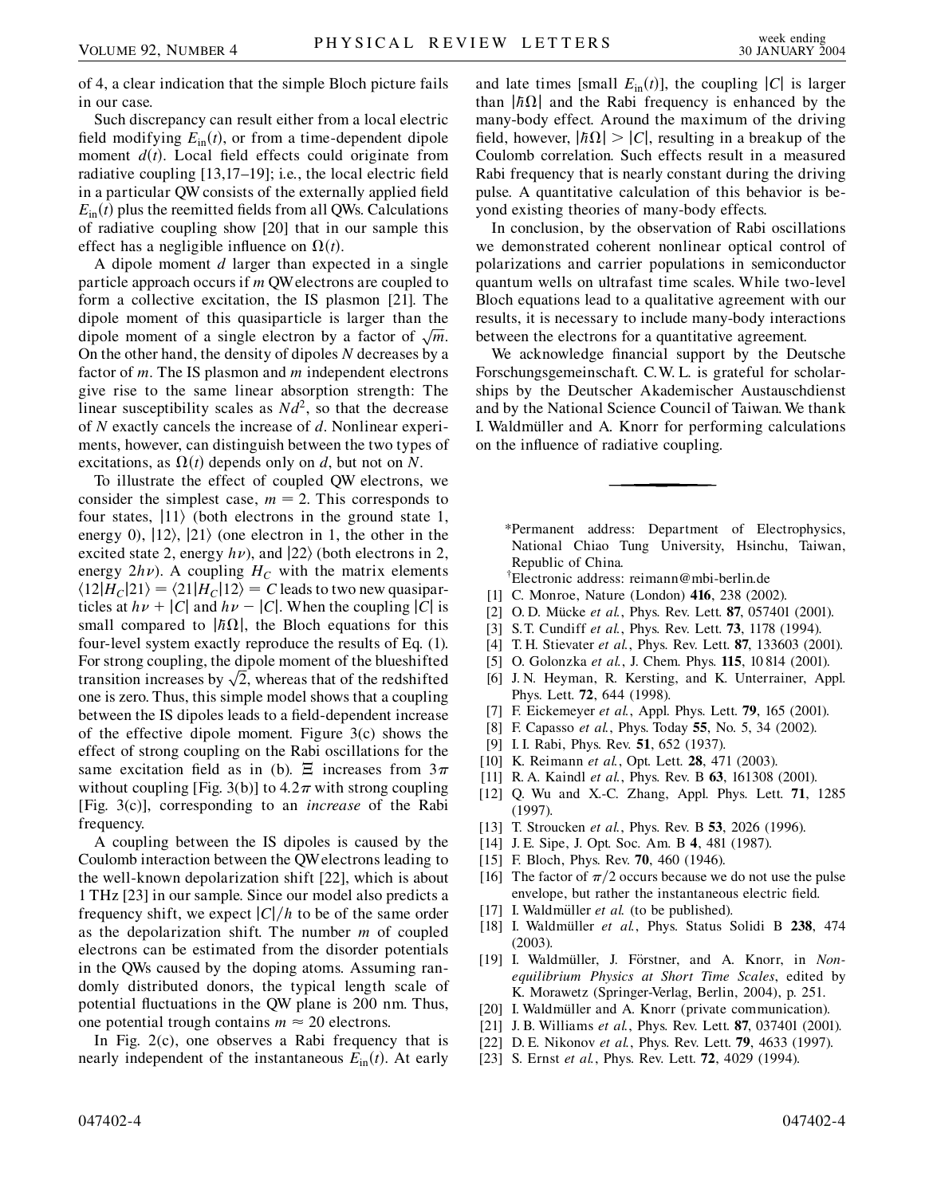of 4, a clear indication that the simple Bloch picture fails in our case.

Such discrepancy can result either from a local electric field modifying $E_{\rm in}(t)$, or from a time-dependent dipole moment $d(t)$. Local field effects could originate from radiative coupling [13,17–19]; i.e., the local electric field in a particular QW consists of the externally applied field $E_{\rm in}(t)$ plus the reemitted fields from all QWs. Calculations of radiative coupling show [20] that in our sample this effect has a negligible influence on $\Omega(t)$.

A dipole moment $d$ larger than expected in a single particle approach occurs if $m$ QW electrons are coupled to form a collective excitation, the IS plasmon [21]. The dipole moment of this quasiparticle is larger than the dipole moment of a single electron by a factor of $\sqrt{m}$. On the other hand, the density of dipoles $N$ decreases by a factor of $m$. The IS plasmon and $m$ independent electrons give rise to the same linear absorption strength: The linear susceptibility scales as $Nd^2$, so that the decrease of $N$ exactly cancels the increase of $d$. Nonlinear experiments, however, can distinguish between the two types of excitations, as $\Omega(t)$ depends only on $d$, but not on $N$.

To illustrate the effect of coupled QW electrons, we consider the simplest case, $m = 2$. This corresponds to four states, $|11\rangle$ (both electrons in the ground state 1, energy 0), $|12\rangle$, $|21\rangle$ (one electron in 1, the other in the excited state 2, energy $h\nu$), and $|22\rangle$ (both electrons in 2, energy $2h\nu$). A coupling $H_C$ with the matrix elements $\langle 12|H_C|21\rangle = \langle 21|H_C|12\rangle = C$ leads to two new quasiparticles at $h\nu + |C|$ and $h\nu - |C|$. When the coupling $|C|$ is small compared to $|\hbar\Omega|$, the Bloch equations for this four-level system exactly reproduce the results of Eq. (1). For strong coupling, the dipole moment of the blueshifted transition increases by $\sqrt{2}$, whereas that of the redshifted one is zero. Thus, this simple model shows that a coupling between the IS dipoles leads to a field-dependent increase of the effective dipole moment. Figure 3(c) shows the effect of strong coupling on the Rabi oscillations for the same excitation field as in (b). $\Xi$ increases from $3\pi$ without coupling [Fig. 3(b)] to $4.2\pi$ with strong coupling [Fig. 3(c)], corresponding to an *increase* of the Rabi frequency.

A coupling between the IS dipoles is caused by the Coulomb interaction between the QW electrons leading to the well-known depolarization shift [22], which is about 1 THz [23] in our sample. Since our model also predicts a frequency shift, we expect $|C|/h$ to be of the same order as the depolarization shift. The number $m$ of coupled electrons can be estimated from the disorder potentials in the QWs caused by the doping atoms. Assuming randomly distributed donors, the typical length scale of potential fluctuations in the QW plane is 200 nm. Thus, one potential trough contains $m \approx 20$ electrons.

In Fig. 2(c), one observes a Rabi frequency that is nearly independent of the instantaneous $E_{\rm in}(t)$. At early and late times [small $E_{\rm in}(t)$], the coupling $|C|$ is larger than $|\hbar\Omega|$ and the Rabi frequency is enhanced by the many-body effect. Around the maximum of the driving field, however, $|\hbar\Omega| > |C|$, resulting in a breakup of the Coulomb correlation. Such effects result in a measured Rabi frequency that is nearly constant during the driving pulse. A quantitative calculation of this behavior is beyond existing theories of many-body effects.

In conclusion, by the observation of Rabi oscillations we demonstrated coherent nonlinear optical control of polarizations and carrier populations in semiconductor quantum wells on ultrafast time scales. While two-level Bloch equations lead to a qualitative agreement with our results, it is necessary to include many-body interactions between the electrons for a quantitative agreement.

We acknowledge financial support by the Deutsche Forschungsgemeinschaft. C. W. L. is grateful for scholarships by the Deutscher Akademischer Austauschdienst and by the National Science Council of Taiwan. We thank I. Waldmüller and A. Knorr for performing calculations on the influence of radiative coupling.

---

*Permanent address: Department of Electrophysics, National Chiao Tung University, Hsinchu, Taiwan, Republic of China.

†Electronic address: reimann@mbi-berlin.de

[1] C. Monroe, Nature (London) **416**, 238 (2002).
[2] O. D. Mücke *et al.*, Phys. Rev. Lett. **87**, 057401 (2001).
[3] S. T. Cundiff *et al.*, Phys. Rev. Lett. **73**, 1178 (1994).
[4] T. H. Stievater *et al.*, Phys. Rev. Lett. **87**, 133603 (2001).
[5] O. Golonzka *et al.*, J. Chem. Phys. **115**, 10 814 (2001).
[6] J. N. Heyman, R. Kersting, and K. Unterrainer, Appl. Phys. Lett. **72**, 644 (1998).
[7] F. Eickemeyer *et al.*, Appl. Phys. Lett. **79**, 165 (2001).
[8] F. Capasso *et al.*, Phys. Today **55**, No. 5, 34 (2002).
[9] I. I. Rabi, Phys. Rev. **51**, 652 (1937).
[10] K. Reimann *et al.*, Opt. Lett. **28**, 471 (2003).
[11] R. A. Kaindl *et al.*, Phys. Rev. B **63**, 161308 (2001).
[12] Q. Wu and X.-C. Zhang, Appl. Phys. Lett. **71**, 1285 (1997).
[13] T. Stroucken *et al.*, Phys. Rev. B **53**, 2026 (1996).
[14] J. E. Sipe, J. Opt. Soc. Am. B **4**, 481 (1987).
[15] F. Bloch, Phys. Rev. **70**, 460 (1946).
[16] The factor of $\pi/2$ occurs because we do not use the pulse envelope, but rather the instantaneous electric field.
[17] I. Waldmüller *et al.* (to be published).
[18] I. Waldmüller *et al.*, Phys. Status Solidi B **238**, 474 (2003).
[19] I. Waldmüller, J. Förstner, and A. Knorr, in *Nonequilibrium Physics at Short Time Scales*, edited by K. Morawetz (Springer-Verlag, Berlin, 2004), p. 251.
[20] I. Waldmüller and A. Knorr (private communication).
[21] J. B. Williams *et al.*, Phys. Rev. Lett. **87**, 037401 (2001).
[22] D. E. Nikonov *et al.*, Phys. Rev. Lett. **79**, 4633 (1997).
[23] S. Ernst *et al.*, Phys. Rev. Lett. **72**, 4029 (1994).